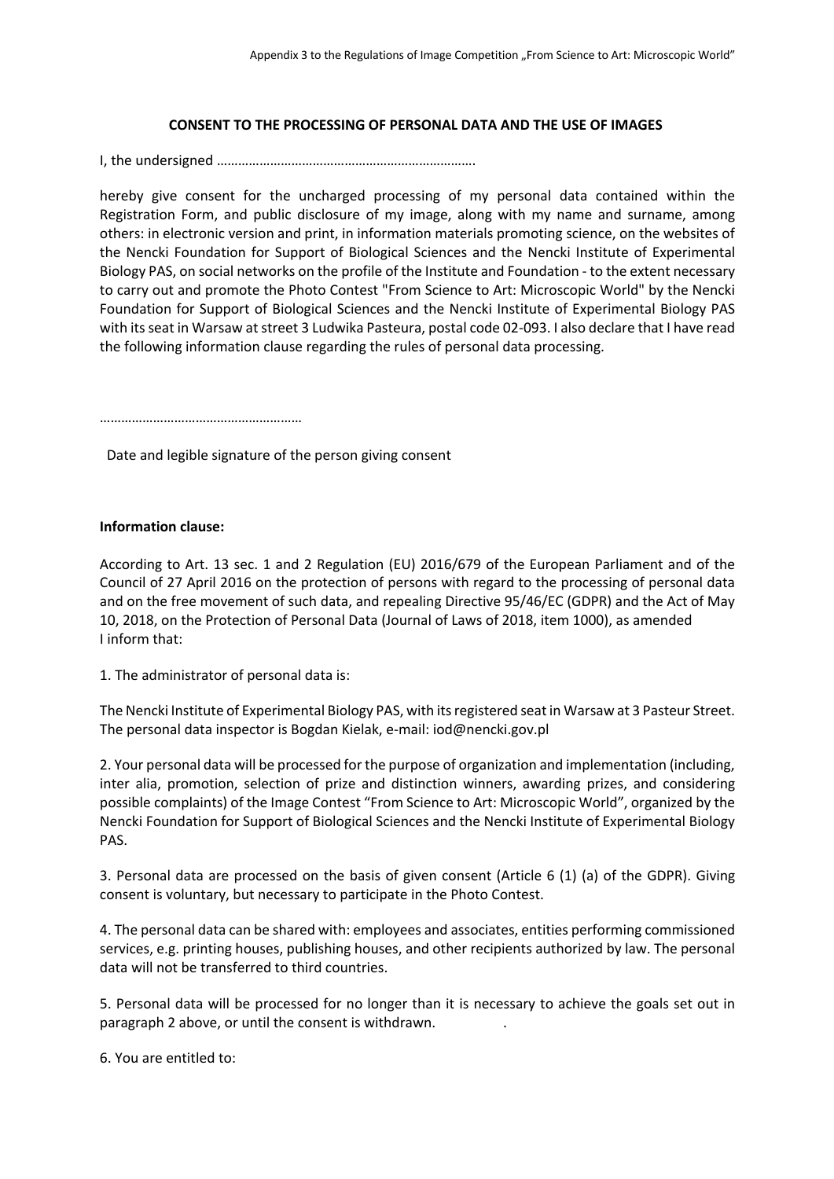## CONSENT TO THE PROCESSING OF PERSONAL DATA AND THE USE OF IMAGES

I, the undersigned ……………………………………………………………….

hereby give consent for the uncharged processing of my personal data contained within the Registration Form, and public disclosure of my image, along with my name and surname, among others: in electronic version and print, in information materials promoting science, on the websites of the Nencki Foundation for Support of Biological Sciences and the Nencki Institute of Experimental Biology PAS, on social networks on the profile of the Institute and Foundation - to the extent necessary to carry out and promote the Photo Contest "From Science to Art: Microscopic World" by the Nencki Foundation for Support of Biological Sciences and the Nencki Institute of Experimental Biology PAS with its seat in Warsaw at street 3 Ludwika Pasteura, postal code 02-093. I also declare that I have read the following information clause regarding the rules of personal data processing.

…………………………………………………

Date and legible signature of the person giving consent

**Information clause:**

According to Art. 13 sec. 1 and 2 Regulation (EU) 2016/679 of the European Parliament and of the Council of 27 April 2016 on the protection of persons with regard to the processing of personal data and on the free movement of such data, and repealing Directive 95/46/EC (GDPR) and the Act of May 10, 2018, on the Protection of Personal Data (Journal of Laws of 2018, item 1000), as amended I inform that:

1. The administrator of personal data is:

The Nencki Institute of Experimental Biology PAS, with its registered seat in Warsaw at 3 Pasteur Street. The personal data inspector is Bogdan Kielak, e-mail: iod@nencki.gov.pl

2. Your personal data will be processed for the purpose of organization and implementation (including, inter alia, promotion, selection of prize and distinction winners, awarding prizes, and considering possible complaints) of the Image Contest "From Science to Art: Microscopic World", organized by the Nencki Foundation for Support of Biological Sciences and the Nencki Institute of Experimental Biology PAS.

3. Personal data are processed on the basis of given consent (Article 6 (1) (a) of the GDPR). Giving consent is voluntary, but necessary to participate in the Photo Contest.

4. The personal data can be shared with: employees and associates, entities performing commissioned services, e.g. printing houses, publishing houses, and other recipients authorized by law. The personal data will not be transferred to third countries.

5. Personal data will be processed for no longer than it is necessary to achieve the goals set out in paragraph 2 above, or until the consent is withdrawn.

6. You are entitled to: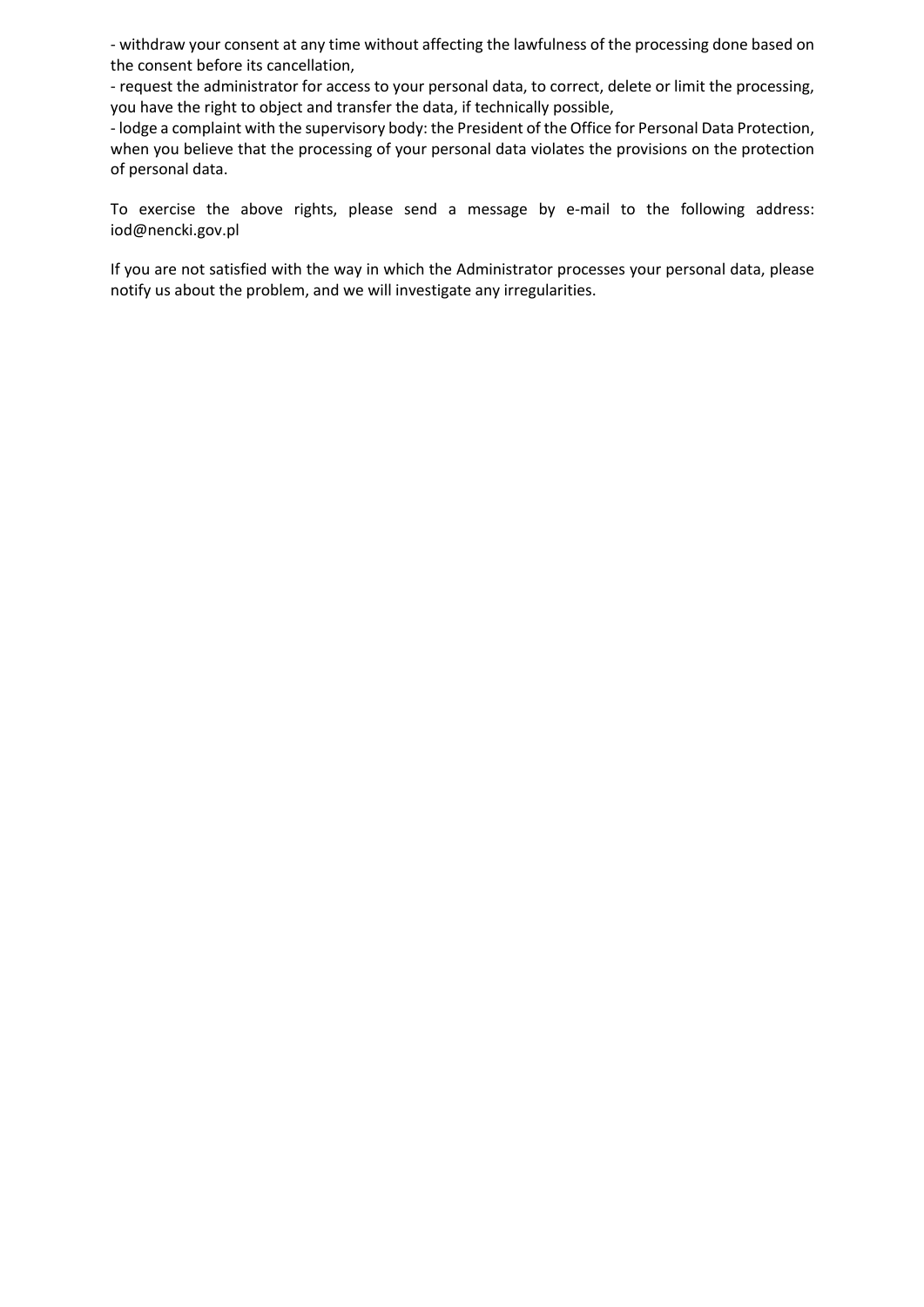- withdraw your consent at any time without affecting the lawfulness of the processing done based on the consent before its cancellation,
- request the administrator for access to your personal data, to correct, delete or limit the processing, you have the right to object and transfer the data, if technically possible,
- lodge a complaint with the supervisory body: the President of the Office for Personal Data Protection, when you believe that the processing of your personal data violates the provisions on the protection of personal data.

To exercise the above rights, please send a message by e-mail to the following address: iod@nencki.gov.pl

If you are not satisfied with the way in which the Administrator processes your personal data, please notify us about the problem, and we will investigate any irregularities.